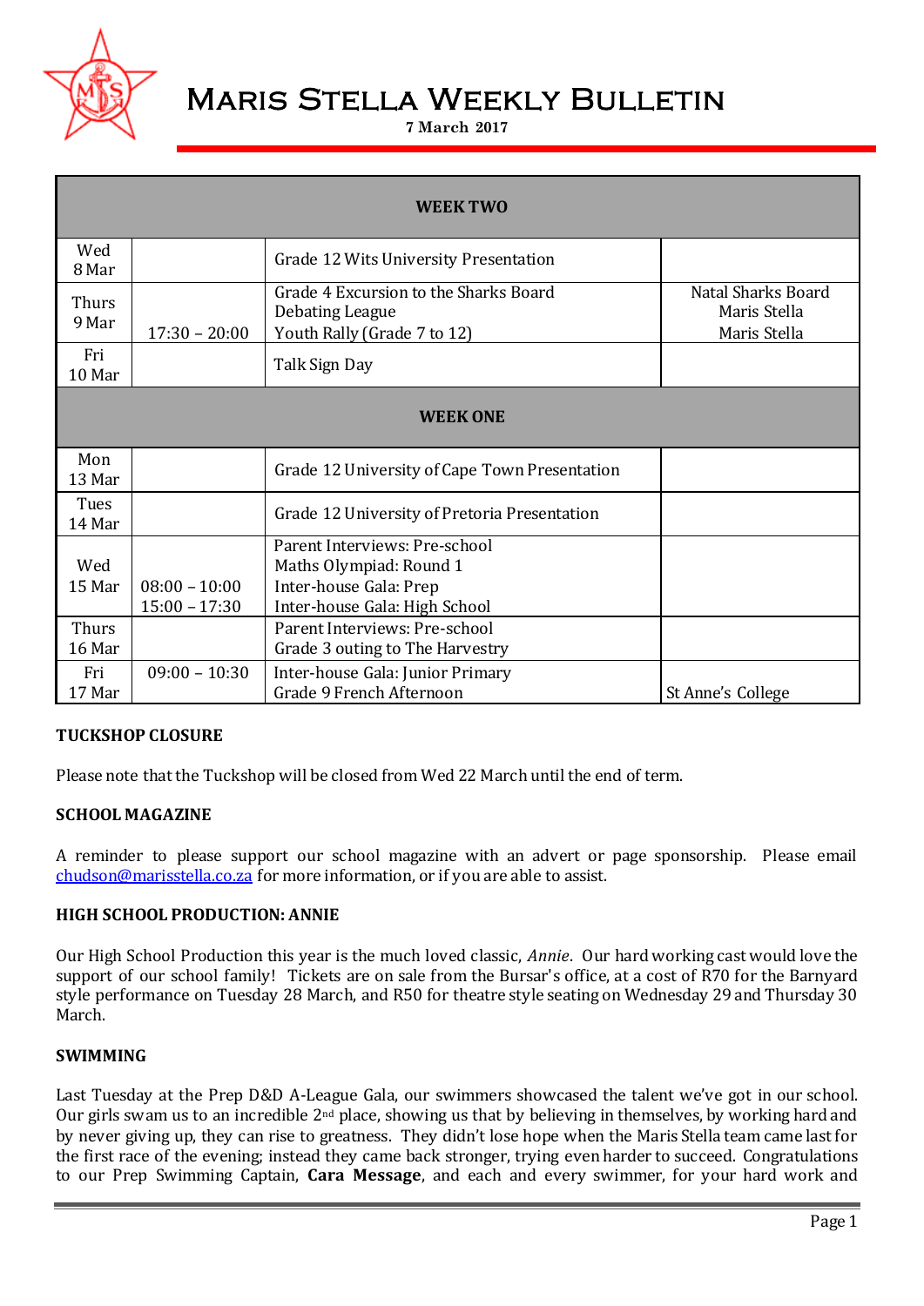# Maris Stella Weekly Bulletin

**7 March 2017**

| WEEK TWO | | | |
|---|---|---|---|
| Wed 8 Mar | | Grade 12 Wits University Presentation | |
| Thurs 9 Mar | 17:30 – 20:00 | Grade 4 Excursion to the Sharks Board<br>Debating League<br>Youth Rally (Grade 7 to 12) | Natal Sharks Board<br>Maris Stella<br>Maris Stella |
| Fri 10 Mar | | Talk Sign Day | |
| **WEEK ONE** | | | |
| Mon 13 Mar | | Grade 12 University of Cape Town Presentation | |
| Tues 14 Mar | | Grade 12 University of Pretoria Presentation | |
| Wed 15 Mar | 08:00 – 10:00<br>15:00 – 17:30 | Parent Interviews: Pre-school<br>Maths Olympiad: Round 1<br>Inter-house Gala: Prep<br>Inter-house Gala: High School | |
| Thurs 16 Mar | | Parent Interviews: Pre-school<br>Grade 3 outing to The Harvestry | |
| Fri 17 Mar | 09:00 – 10:30 | Inter-house Gala: Junior Primary<br>Grade 9 French Afternoon | St Anne's College |

**TUCKSHOP CLOSURE**

Please note that the Tuckshop will be closed from Wed 22 March until the end of term.

**SCHOOL MAGAZINE**

A reminder to please support our school magazine with an advert or page sponsorship. Please email chudson@marisstella.co.za for more information, or if you are able to assist.

**HIGH SCHOOL PRODUCTION: ANNIE**

Our High School Production this year is the much loved classic, *Annie*. Our hard working cast would love the support of our school family! Tickets are on sale from the Bursar's office, at a cost of R70 for the Barnyard style performance on Tuesday 28 March, and R50 for theatre style seating on Wednesday 29 and Thursday 30 March.

**SWIMMING**

Last Tuesday at the Prep D&D A-League Gala, our swimmers showcased the talent we've got in our school. Our girls swam us to an incredible 2nd place, showing us that by believing in themselves, by working hard and by never giving up, they can rise to greatness. They didn't lose hope when the Maris Stella team came last for the first race of the evening; instead they came back stronger, trying even harder to succeed. Congratulations to our Prep Swimming Captain, **Cara Message**, and each and every swimmer, for your hard work and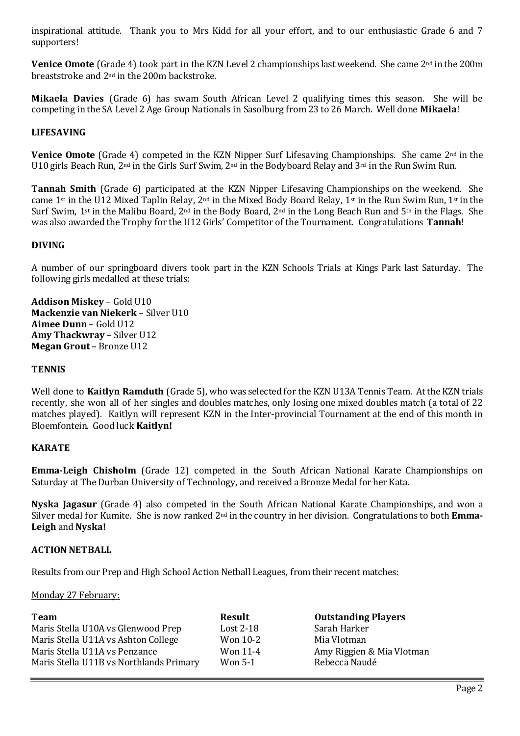inspirational attitude. Thank you to Mrs Kidd for all your effort, and to our enthusiastic Grade 6 and 7 supporters!

**Venice Omote** (Grade 4) took part in the KZN Level 2 championships last weekend. She came 2nd in the 200m breaststroke and 2nd in the 200m backstroke.

**Mikaela Davies** (Grade 6) has swam South African Level 2 qualifying times this season. She will be competing in the SA Level 2 Age Group Nationals in Sasolburg from 23 to 26 March. Well done **Mikaela**!

## LIFESAVING

**Venice Omote** (Grade 4) competed in the KZN Nipper Surf Lifesaving Championships. She came 2nd in the U10 girls Beach Run, 2nd in the Girls Surf Swim, 2nd in the Bodyboard Relay and 3rd in the Run Swim Run.

**Tannah Smith** (Grade 6) participated at the KZN Nipper Lifesaving Championships on the weekend. She came 1st in the U12 Mixed Taplin Relay, 2nd in the Mixed Body Board Relay, 1st in the Run Swim Run, 1st in the Surf Swim, 1st in the Malibu Board, 2nd in the Body Board, 2nd in the Long Beach Run and 5th in the Flags. She was also awarded the Trophy for the U12 Girls' Competitor of the Tournament. Congratulations **Tannah**!

## DIVING

A number of our springboard divers took part in the KZN Schools Trials at Kings Park last Saturday. The following girls medalled at these trials:

**Addison Miskey** – Gold U10
**Mackenzie van Niekerk** – Silver U10
**Aimee Dunn** – Gold U12
**Amy Thackwray** – Silver U12
**Megan Grout** – Bronze U12

## TENNIS

Well done to **Kaitlyn Ramduth** (Grade 5), who was selected for the KZN U13A Tennis Team. At the KZN trials recently, she won all of her singles and doubles matches, only losing one mixed doubles match (a total of 22 matches played). Kaitlyn will represent KZN in the Inter-provincial Tournament at the end of this month in Bloemfontein. Good luck **Kaitlyn!**

## KARATE

**Emma-Leigh Chisholm** (Grade 12) competed in the South African National Karate Championships on Saturday at The Durban University of Technology, and received a Bronze Medal for her Kata.

**Nyska Jagasur** (Grade 4) also competed in the South African National Karate Championships, and won a Silver medal for Kumite. She is now ranked 2nd in the country in her division. Congratulations to both **Emma-Leigh** and **Nyska!**

## ACTION NETBALL

Results from our Prep and High School Action Netball Leagues, from their recent matches:

Monday 27 February:

| Team | Result | Outstanding Players |
|---|---|---|
| Maris Stella U10A vs Glenwood Prep | Lost 2-18 | Sarah Harker |
| Maris Stella U11A vs Ashton College | Won 10-2 | Mia Vlotman |
| Maris Stella U11A vs Penzance | Won 11-4 | Amy Riggien & Mia Vlotman |
| Maris Stella U11B vs Northlands Primary | Won 5-1 | Rebecca Naudé |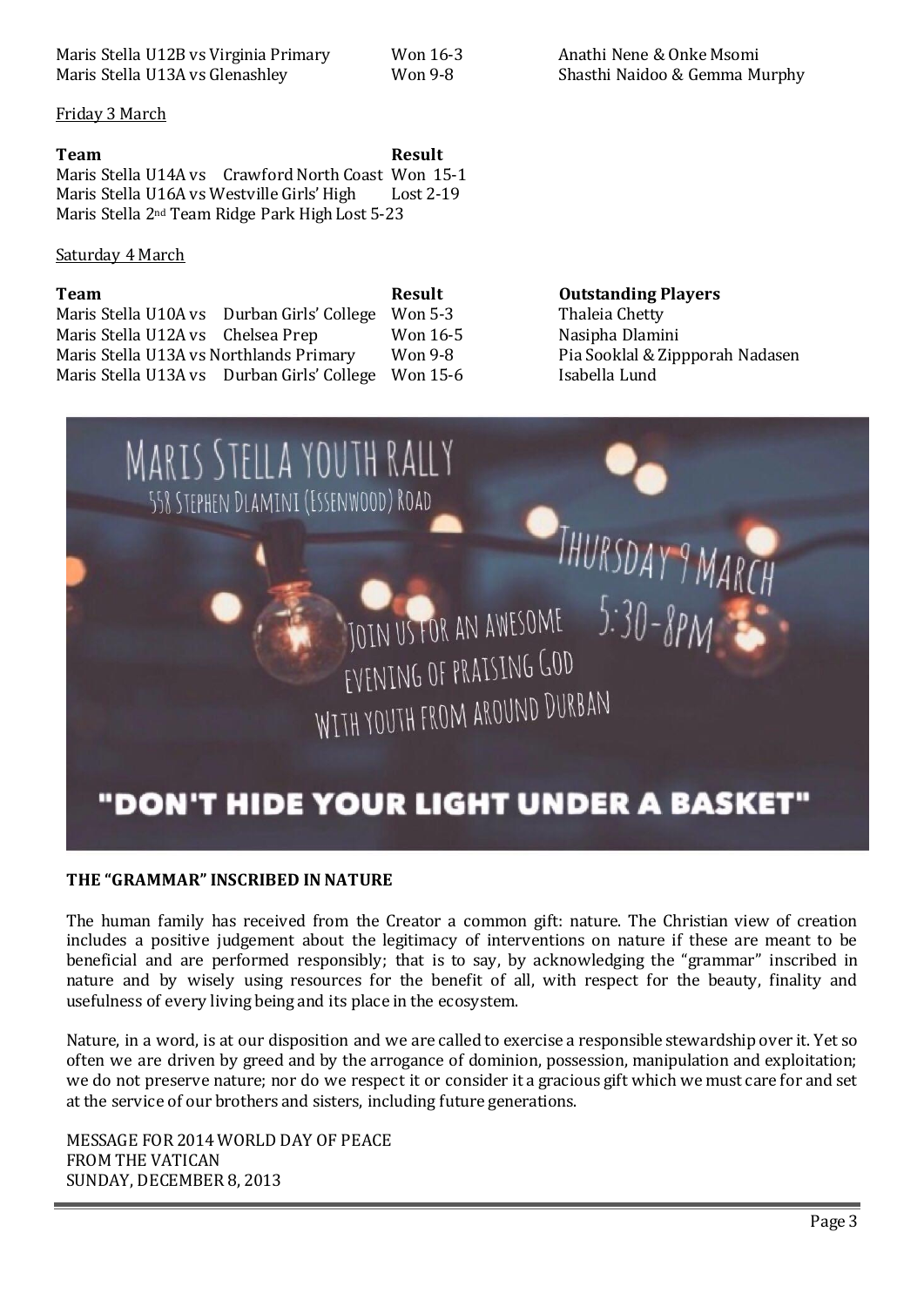| | | |
|---|---|---|
| Maris Stella U12B vs Virginia Primary | Won 16-3 | Anathi Nene & Onke Msomi |
| Maris Stella U13A vs Glenashley | Won 9-8 | Shasthi Naidoo & Gemma Murphy |

Friday 3 March

| Team | Result |
|---|---|
| Maris Stella U14A vs Crawford North Coast | Won 15-1 |
| Maris Stella U16A vs Westville Girls' High | Lost 2-19 |
| Maris Stella 2nd Team Ridge Park High | Lost 5-23 |

Saturday 4 March

| Team | Result | Outstanding Players |
|---|---|---|
| Maris Stella U10A vs Durban Girls' College | Won 5-3 | Thaleia Chetty |
| Maris Stella U12A vs Chelsea Prep | Won 16-5 | Nasipha Dlamini |
| Maris Stella U13A vs Northlands Primary | Won 9-8 | Pia Sooklal & Zippporah Nadasen |
| Maris Stella U13A vs Durban Girls' College | Won 15-6 | Isabella Lund |

MARIS STELLA YOUTH RALLY
558 STEPHEN DLAMINI (ESSENWOOD) ROAD

THURSDAY 9 MARCH
5:30-8PM

JOIN US FOR AN AWESOME EVENING OF PRAISING GOD WITH YOUTH FROM AROUND DURBAN

"DON'T HIDE YOUR LIGHT UNDER A BASKET"

**THE "GRAMMAR" INSCRIBED IN NATURE**

The human family has received from the Creator a common gift: nature. The Christian view of creation includes a positive judgement about the legitimacy of interventions on nature if these are meant to be beneficial and are performed responsibly; that is to say, by acknowledging the "grammar" inscribed in nature and by wisely using resources for the benefit of all, with respect for the beauty, finality and usefulness of every living being and its place in the ecosystem.

Nature, in a word, is at our disposition and we are called to exercise a responsible stewardship over it. Yet so often we are driven by greed and by the arrogance of dominion, possession, manipulation and exploitation; we do not preserve nature; nor do we respect it or consider it a gracious gift which we must care for and set at the service of our brothers and sisters, including future generations.

MESSAGE FOR 2014 WORLD DAY OF PEACE
FROM THE VATICAN
SUNDAY, DECEMBER 8, 2013